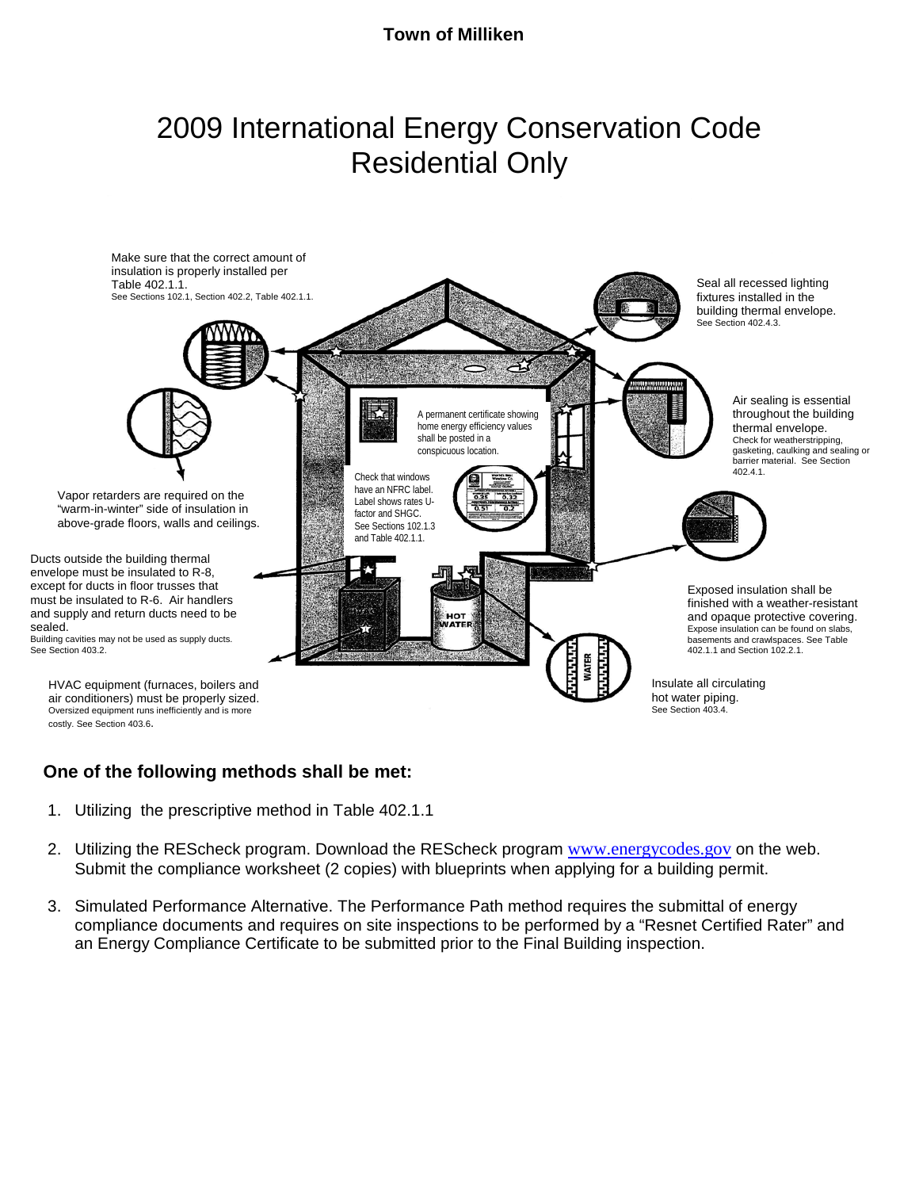**Town of Milliken**

# 2009 International Energy Conservation Code Residential Only

Make sure that the correct amount of insulation is properly installed per Table 402.1.1.
See Sections 102.1, Section 402.2, Table 402.1.1.

Seal all recessed lighting fixtures installed in the building thermal envelope.
See Section 402.4.3.

Air sealing is essential throughout the building thermal envelope.
Check for weatherstripping, gasketing, caulking and sealing or barrier material. See Section 402.4.1.

A permanent certificate showing home energy efficiency values shall be posted in a conspicuous location.

Check that windows have an NFRC label. Label shows rates U-factor and SHGC. See Sections 102.1.3 and Table 402.1.1.

Vapor retarders are required on the "warm-in-winter" side of insulation in above-grade floors, walls and ceilings.

Ducts outside the building thermal envelope must be insulated to R-8, except for ducts in floor trusses that must be insulated to R-6. Air handlers and supply and return ducts need to be sealed.
Building cavities may not be used as supply ducts. See Section 403.2.

Exposed insulation shall be finished with a weather-resistant and opaque protective covering.
Expose insulation can be found on slabs, basements and crawlspaces. See Table 402.1.1 and Section 102.2.1.

HVAC equipment (furnaces, boilers and air conditioners) must be properly sized.
Oversized equipment runs inefficiently and is more costly. See Section 403.6.

Insulate all circulating hot water piping.
See Section 403.4.

**One of the following methods shall be met:**

1. Utilizing the prescriptive method in Table 402.1.1
2. Utilizing the REScheck program. Download the REScheck program [www.energycodes.gov](http://www.energycodes.gov) on the web. Submit the compliance worksheet (2 copies) with blueprints when applying for a building permit.
3. Simulated Performance Alternative. The Performance Path method requires the submittal of energy compliance documents and requires on site inspections to be performed by a "Resnet Certified Rater" and an Energy Compliance Certificate to be submitted prior to the Final Building inspection.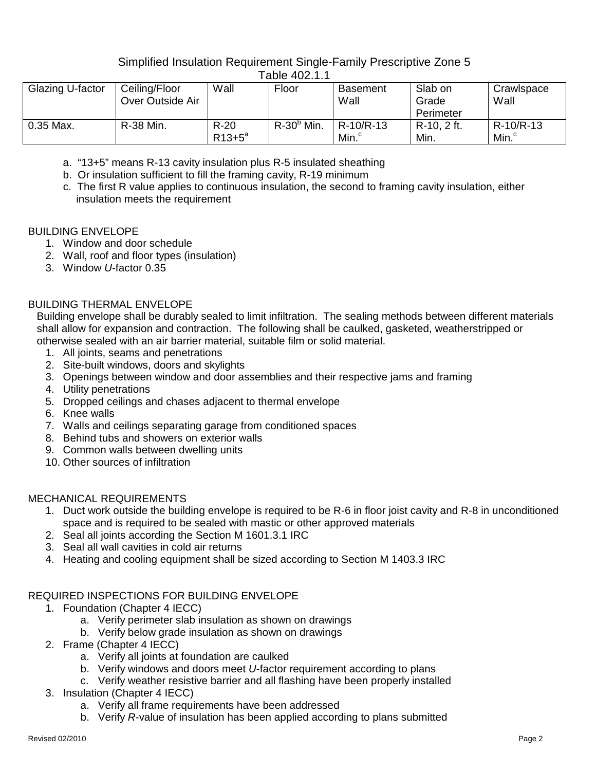Simplified Insulation Requirement Single-Family Prescriptive Zone 5
Table 402.1.1

| Glazing U-factor | Ceiling/Floor Over Outside Air | Wall | Floor | Basement Wall | Slab on Grade Perimeter | Crawlspace Wall |
|---|---|---|---|---|---|---|
| 0.35 Max. | R-38 Min. | R-20 R13+5[a] | R-30[b] Min. | R-10/R-13 Min.[c] | R-10, 2 ft. Min. | R-10/R-13 Min.[c] |

a. "13+5" means R-13 cavity insulation plus R-5 insulated sheathing
b. Or insulation sufficient to fill the framing cavity, R-19 minimum
c. The first R value applies to continuous insulation, the second to framing cavity insulation, either insulation meets the requirement

## BUILDING ENVELOPE

1. Window and door schedule
2. Wall, roof and floor types (insulation)
3. Window *U*-factor 0.35

## BUILDING THERMAL ENVELOPE

Building envelope shall be durably sealed to limit infiltration. The sealing methods between different materials shall allow for expansion and contraction. The following shall be caulked, gasketed, weatherstripped or otherwise sealed with an air barrier material, suitable film or solid material.

1. All joints, seams and penetrations
2. Site-built windows, doors and skylights
3. Openings between window and door assemblies and their respective jams and framing
4. Utility penetrations
5. Dropped ceilings and chases adjacent to thermal envelope
6. Knee walls
7. Walls and ceilings separating garage from conditioned spaces
8. Behind tubs and showers on exterior walls
9. Common walls between dwelling units
10. Other sources of infiltration

## MECHANICAL REQUIREMENTS

1. Duct work outside the building envelope is required to be R-6 in floor joist cavity and R-8 in unconditioned space and is required to be sealed with mastic or other approved materials
2. Seal all joints according the Section M 1601.3.1 IRC
3. Seal all wall cavities in cold air returns
4. Heating and cooling equipment shall be sized according to Section M 1403.3 IRC

## REQUIRED INSPECTIONS FOR BUILDING ENVELOPE

1. Foundation (Chapter 4 IECC)
   a. Verify perimeter slab insulation as shown on drawings
   b. Verify below grade insulation as shown on drawings
2. Frame (Chapter 4 IECC)
   a. Verify all joints at foundation are caulked
   b. Verify windows and doors meet *U*-factor requirement according to plans
   c. Verify weather resistive barrier and all flashing have been properly installed
3. Insulation (Chapter 4 IECC)
   a. Verify all frame requirements have been addressed
   b. Verify *R*-value of insulation has been applied according to plans submitted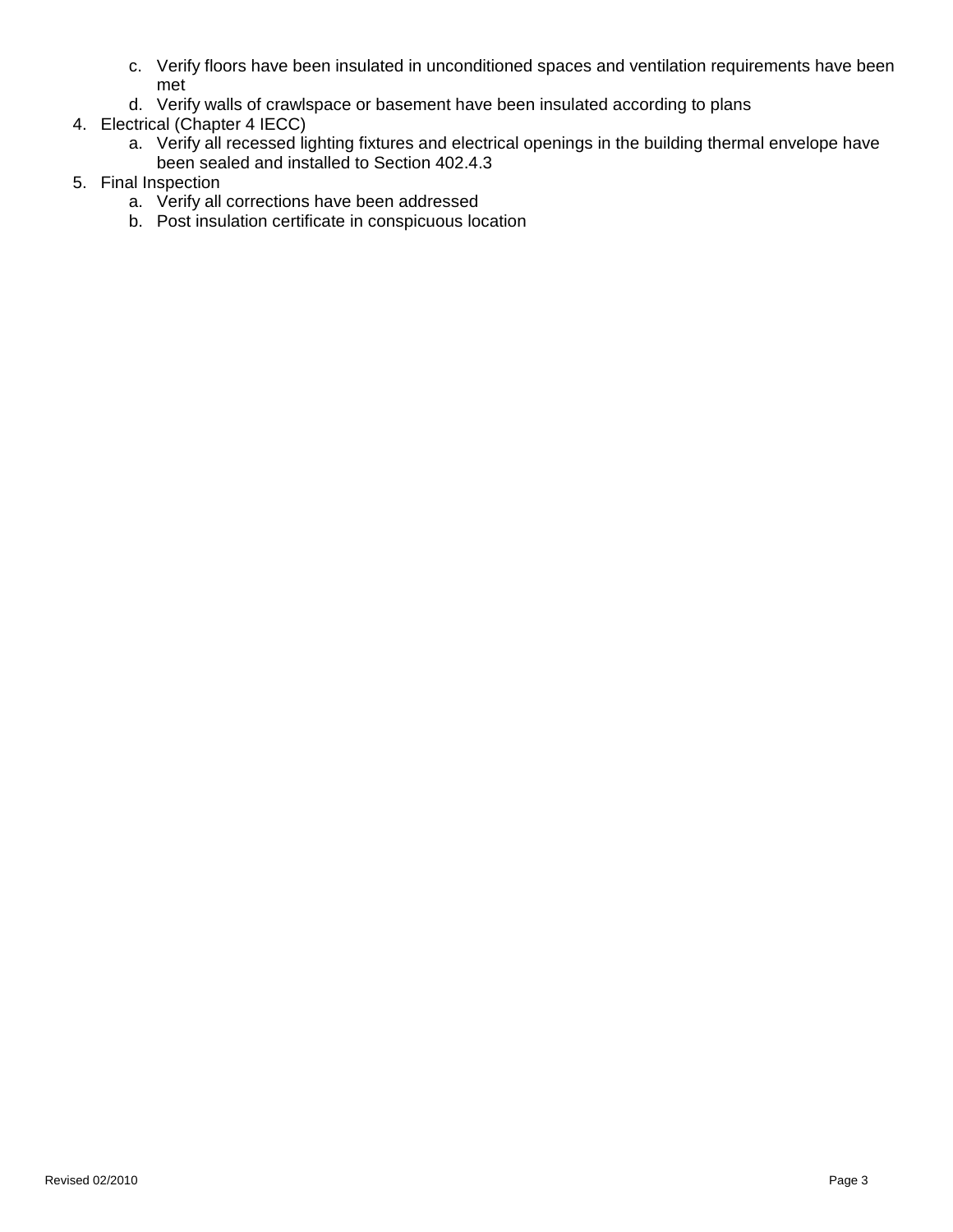c. Verify floors have been insulated in unconditioned spaces and ventilation requirements have been met
   d. Verify walls of crawlspace or basement have been insulated according to plans

4. Electrical (Chapter 4 IECC)
   a. Verify all recessed lighting fixtures and electrical openings in the building thermal envelope have been sealed and installed to Section 402.4.3

5. Final Inspection
   a. Verify all corrections have been addressed
   b. Post insulation certificate in conspicuous location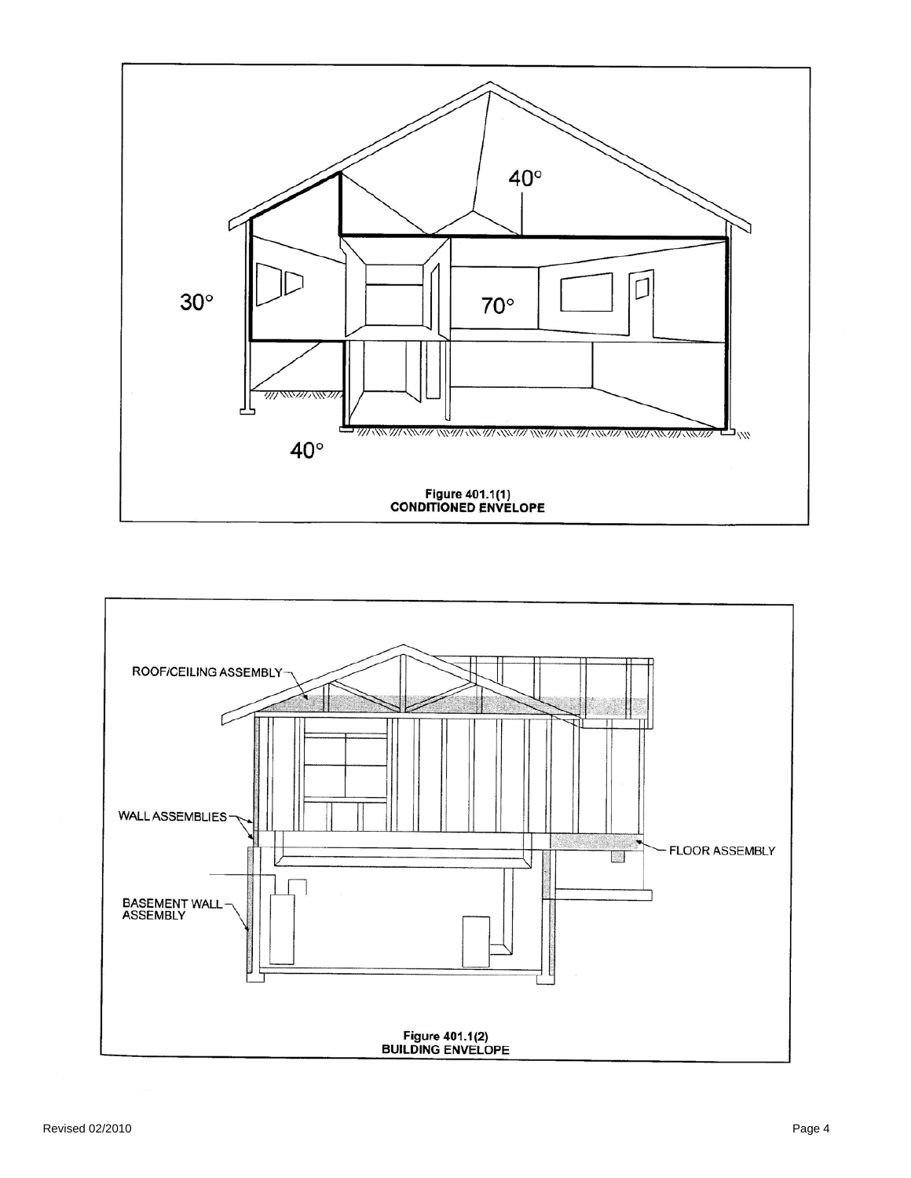Figure 401.1(1)
CONDITIONED ENVELOPE

Figure 401.1(2)
BUILDING ENVELOPE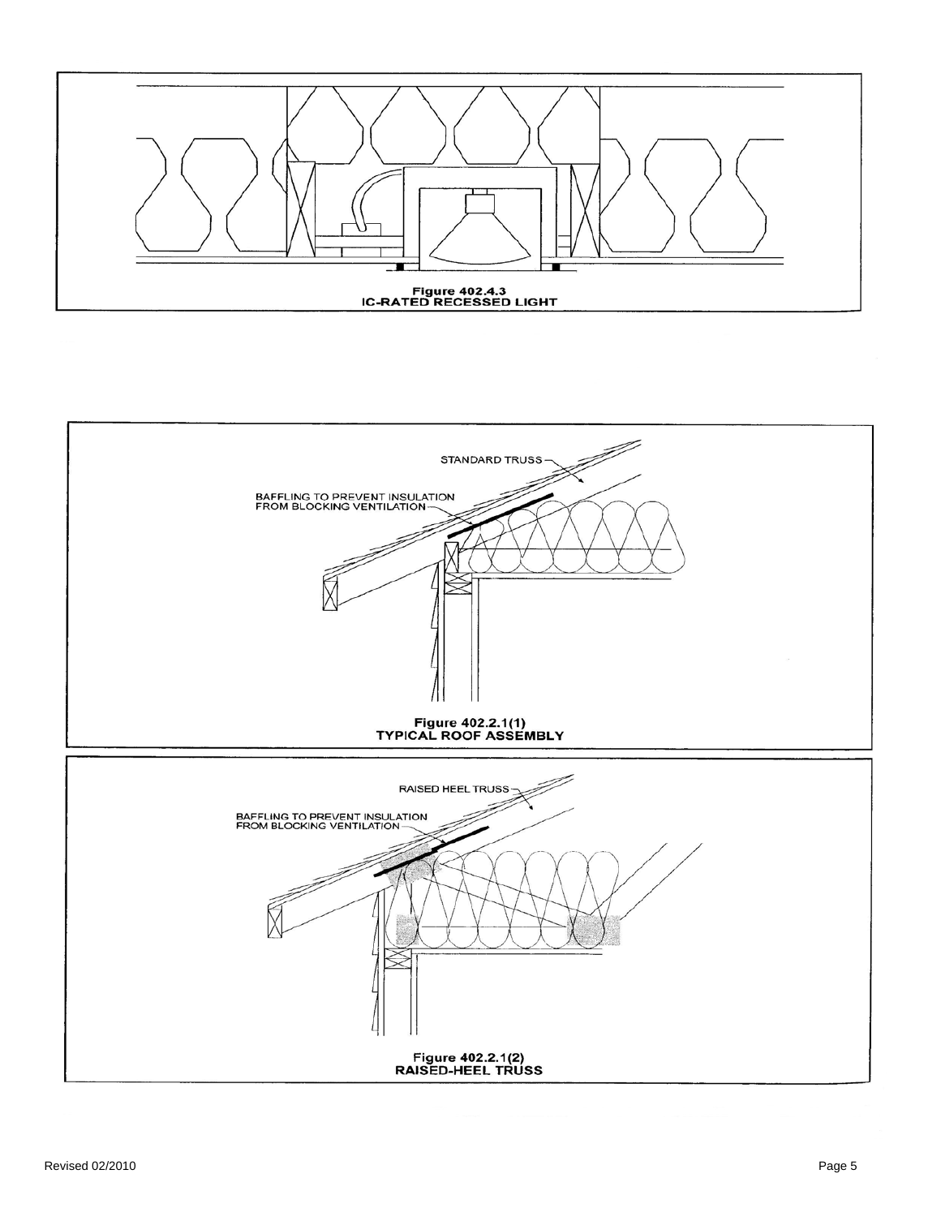**Figure 402.4.3**
**IC-RATED RECESSED LIGHT**

STANDARD TRUSS

BAFFLING TO PREVENT INSULATION FROM BLOCKING VENTILATION

**Figure 402.2.1(1)**
**TYPICAL ROOF ASSEMBLY**

RAISED HEEL TRUSS

BAFFLING TO PREVENT INSULATION FROM BLOCKING VENTILATION

**Figure 402.2.1(2)**
**RAISED-HEEL TRUSS**

Revised 02/2010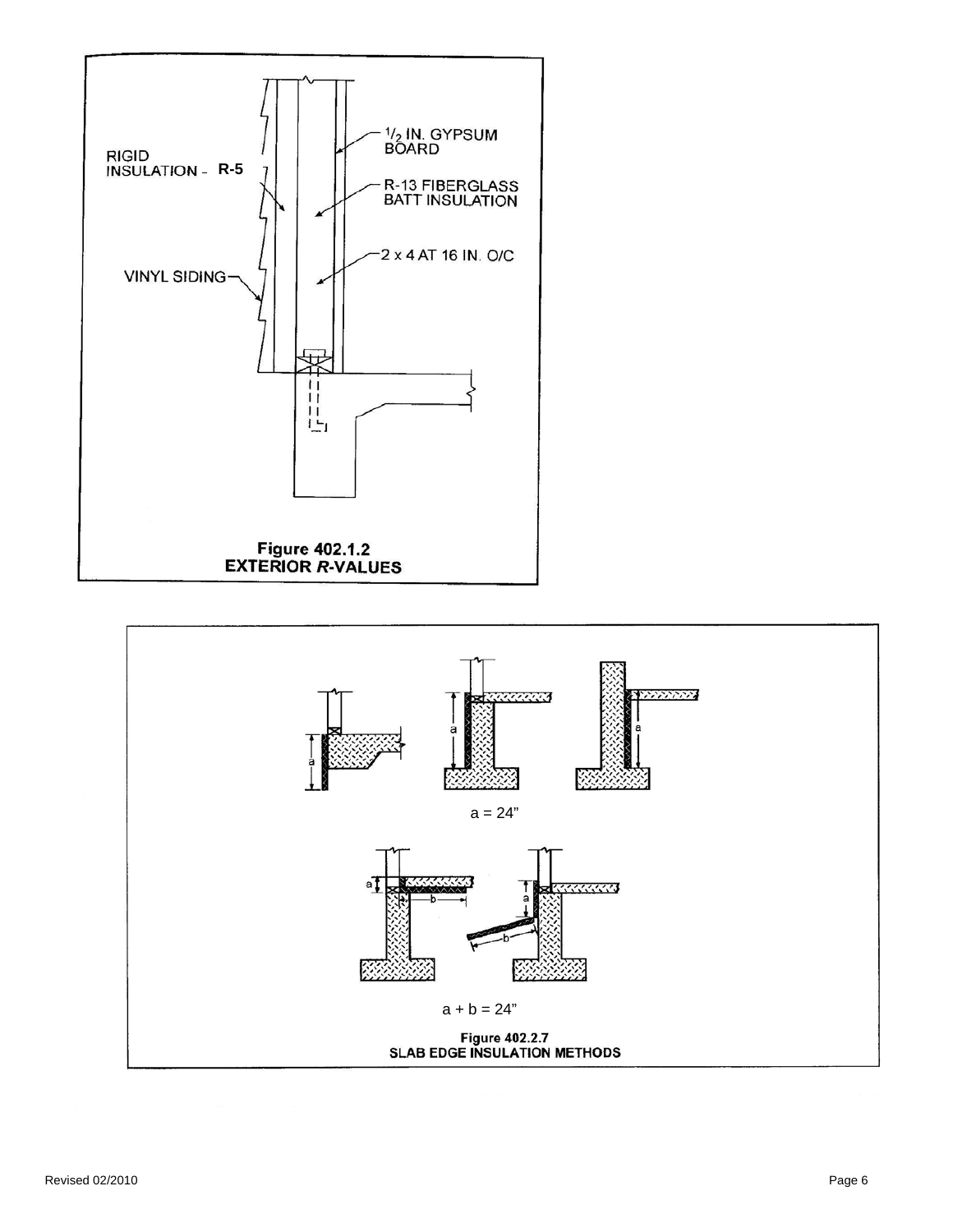RIGID INSULATION - R-5

VINYL SIDING

1/2 IN. GYPSUM BOARD

R-13 FIBERGLASS BATT INSULATION

2 x 4 AT 16 IN. O/C

**Figure 402.1.2**
**EXTERIOR *R*-VALUES**

a = 24"

a + b = 24"

**Figure 402.2.7**
**SLAB EDGE INSULATION METHODS**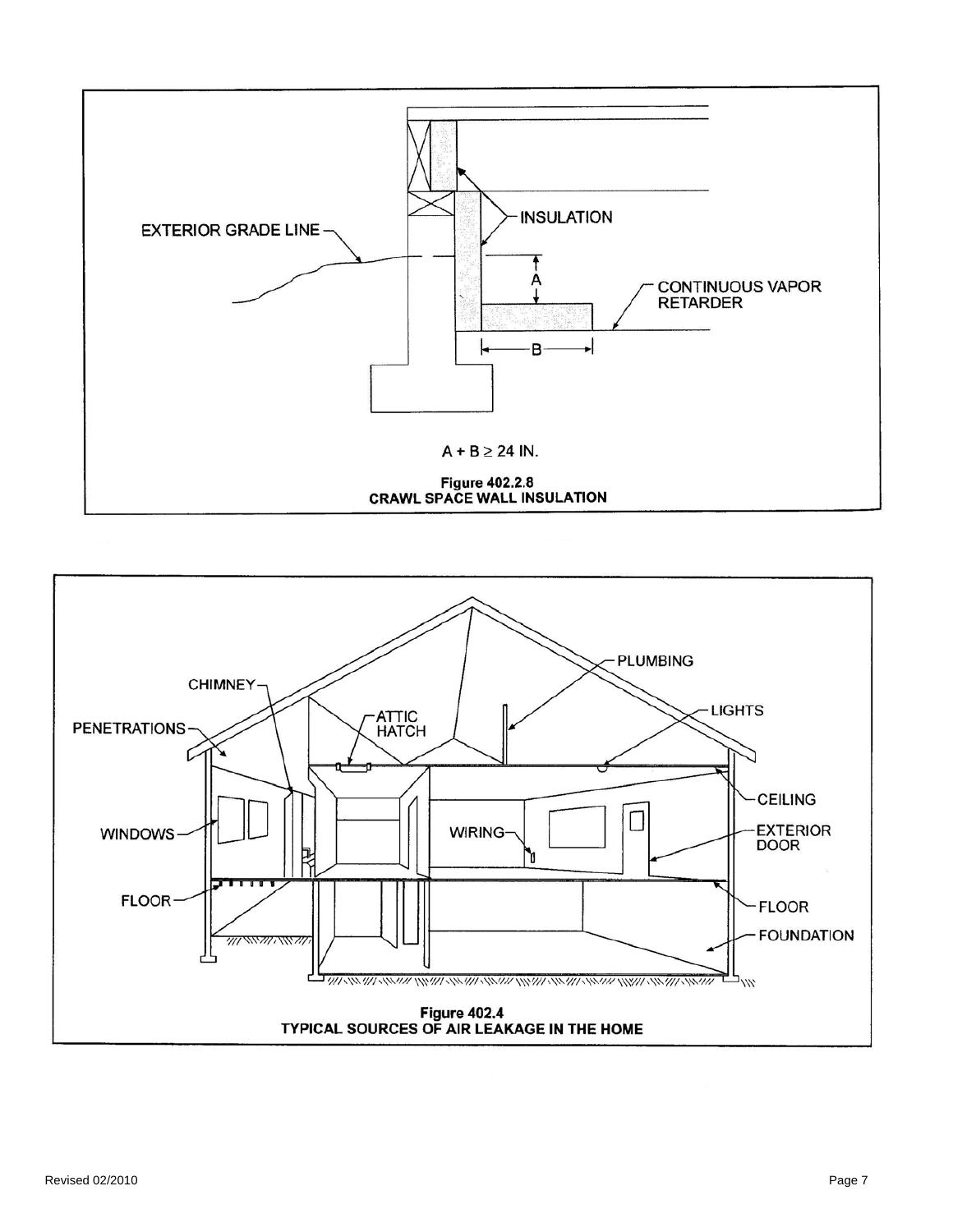EXTERIOR GRADE LINE

INSULATION

CONTINUOUS VAPOR RETARDER

A

B

$A + B \geq 24$ IN.

**Figure 402.2.8**
**CRAWL SPACE WALL INSULATION**

CHIMNEY

PENETRATIONS

ATTIC HATCH

PLUMBING

LIGHTS

CEILING

WINDOWS

WIRING

EXTERIOR DOOR

FLOOR

FLOOR

FOUNDATION

**Figure 402.4**
**TYPICAL SOURCES OF AIR LEAKAGE IN THE HOME**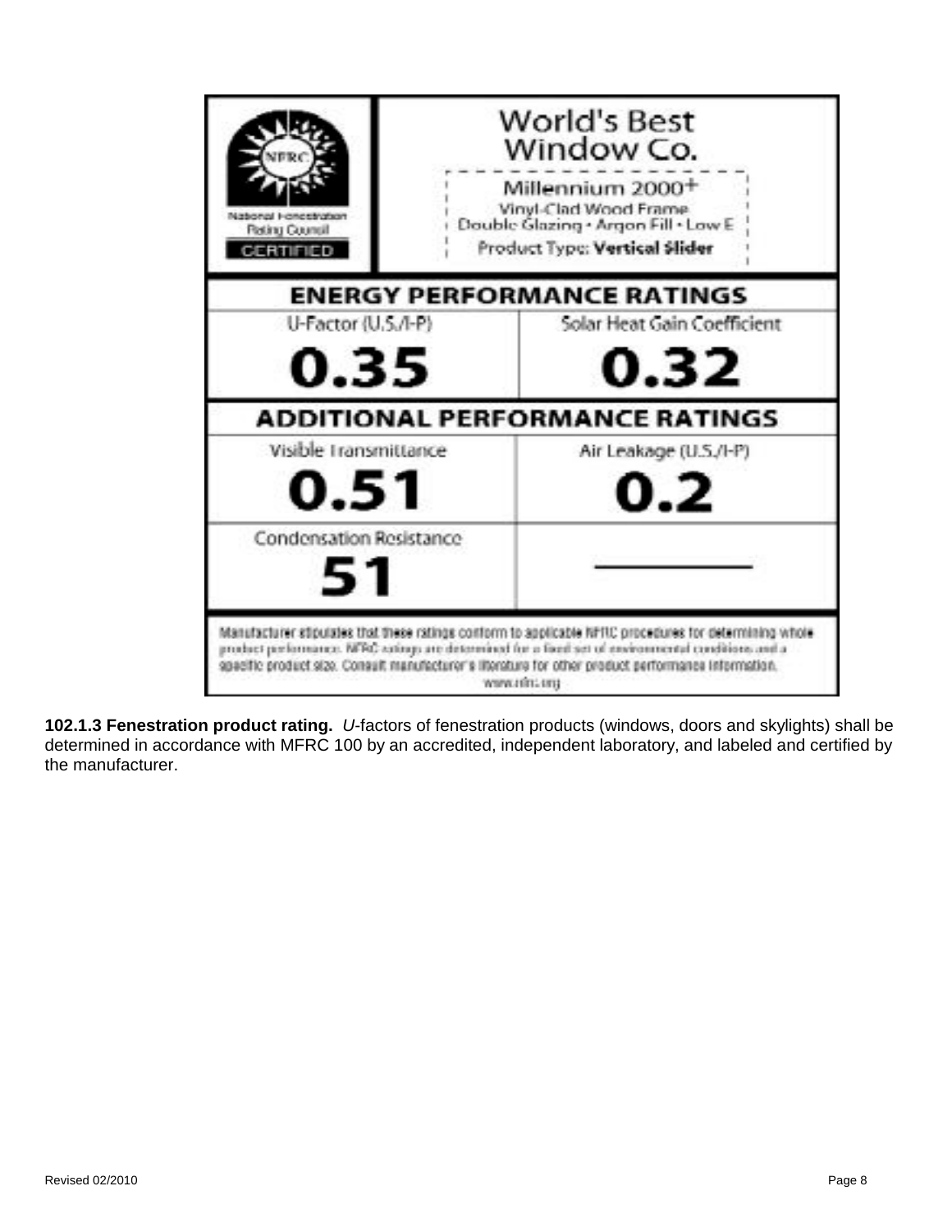World's Best Window Co.

Millennium 2000+
Vinyl-Clad Wood Frame
Double Glazing • Argon Fill • Low E
Product Type: **Vertical Slider**

National Fenestration Rating Council
CERTIFIED

| ENERGY PERFORMANCE RATINGS | |
|---|---|
| U-Factor (U.S./I-P) | Solar Heat Gain Coefficient |
| **0.35** | **0.32** |

| ADDITIONAL PERFORMANCE RATINGS | |
|---|---|
| Visible Transmittance | Air Leakage (U.S./I-P) |
| **0.51** | **0.2** |
| Condensation Resistance | |
| **51** | — |

Manufacturer stipulates that these ratings conform to applicable NFRC procedures for determining whole product performance. NFRC ratings are determined for a fixed set of environmental conditions and a specific product size. Consult manufacturer's literature for other product performance information. www.nfrc.org

**102.1.3 Fenestration product rating.** *U*-factors of fenestration products (windows, doors and skylights) shall be determined in accordance with MFRC 100 by an accredited, independent laboratory, and labeled and certified by the manufacturer.